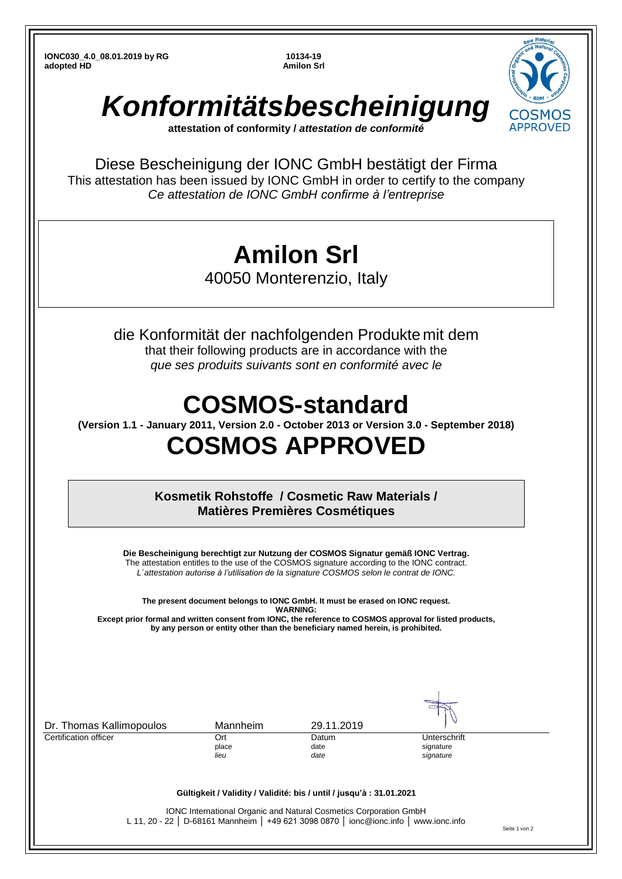IONC030_4.0_08.01.2019 by RG
adopted HD

10134-19
Amilon Srl

# *Konformitätsbescheinigung*

**attestation of conformity /** ***attestation de conformité***

Diese Bescheinigung der IONC GmbH bestätigt der Firma
This attestation has been issued by IONC GmbH in order to certify to the company
*Ce attestation de IONC GmbH confirme à l'entreprise*

# Amilon Srl

40050 Monterenzio, Italy

die Konformität der nachfolgenden Produkte mit dem
that their following products are in accordance with the
*que ses produits suivants sont en conformité avec le*

# COSMOS-standard

**(Version 1.1 - January 2011, Version 2.0 - October 2013 or Version 3.0 - September 2018)**

# COSMOS APPROVED

**Kosmetik Rohstoffe / Cosmetic Raw Materials / Matières Premières Cosmétiques**

**Die Bescheinigung berechtigt zur Nutzung der COSMOS Signatur gemäß IONC Vertrag.**
The attestation entitles to the use of the COSMOS signature according to the IONC contract.
*L´attestation autorise à l'utilisation de la signature COSMOS selon le contrat de IONC.*

**The present document belongs to IONC GmbH. It must be erased on IONC request.**
**WARNING:**
**Except prior formal and written consent from IONC, the reference to COSMOS approval for listed products, by any person or entity other than the beneficiary named herein, is prohibited.**

| Dr. Thomas Kallimopoulos | Mannheim | 29.11.2019 | |
|---|---|---|---|
| Certification officer | Ort<br>place<br>*lieu* | Datum<br>date<br>*date* | Unterschrift<br>signature<br>*signature* |

**Gültigkeit / Validity / Validité: bis / until / jusqu'à : 31.01.2021**

IONC International Organic and Natural Cosmetics Corporation GmbH
L 11, 20 - 22 │ D-68161 Mannheim │ +49 621 3098 0870 │ ionc@ionc.info │ www.ionc.info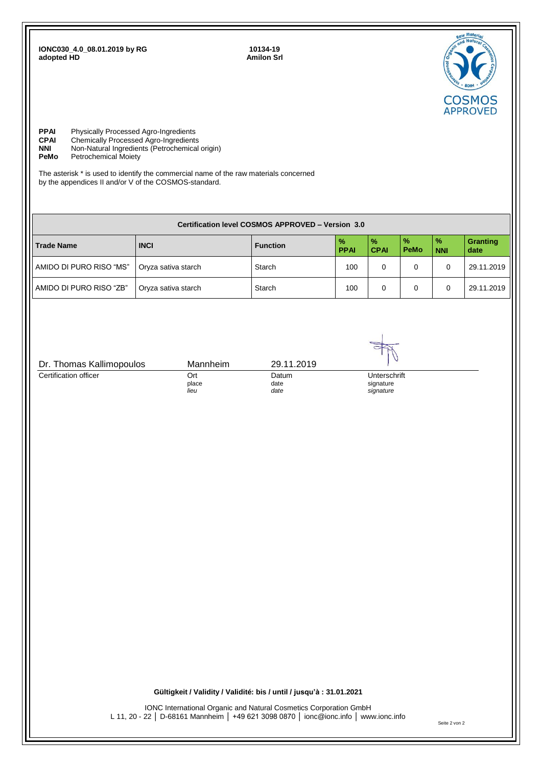**IONC030_4.0_08.01.2019 by RG**
**adopted HD**

**10134-19**
**Amilon Srl**

**PPAI** Physically Processed Agro-Ingredients
**CPAI** Chemically Processed Agro-Ingredients
**NNI** Non-Natural Ingredients (Petrochemical origin)
**PeMo** Petrochemical Moiety

The asterisk * is used to identify the commercial name of the raw materials concerned by the appendices II and/or V of the COSMOS-standard.

**Certification level COSMOS APPROVED – Version 3.0**

| Trade Name | INCI | Function | % PPAI | % CPAI | % PeMo | % NNI | Granting date |
|---|---|---|---|---|---|---|---|
| AMIDO DI PURO RISO "MS" | Oryza sativa starch | Starch | 100 | 0 | 0 | 0 | 29.11.2019 |
| AMIDO DI PURO RISO "ZB" | Oryza sativa starch | Starch | 100 | 0 | 0 | 0 | 29.11.2019 |

| Dr. Thomas Kallimopoulos | Mannheim | 29.11.2019 | |
|---|---|---|---|
| Certification officer | Ort<br>place<br>*lieu* | Datum<br>date<br>*date* | Unterschrift<br>signature<br>*signature* |

**Gültigkeit / Validity / Validité: bis / until / jusqu'à : 31.01.2021**

IONC International Organic and Natural Cosmetics Corporation GmbH
L 11, 20 - 22 │ D-68161 Mannheim │ +49 621 3098 0870 │ ionc@ionc.info │ www.ionc.info